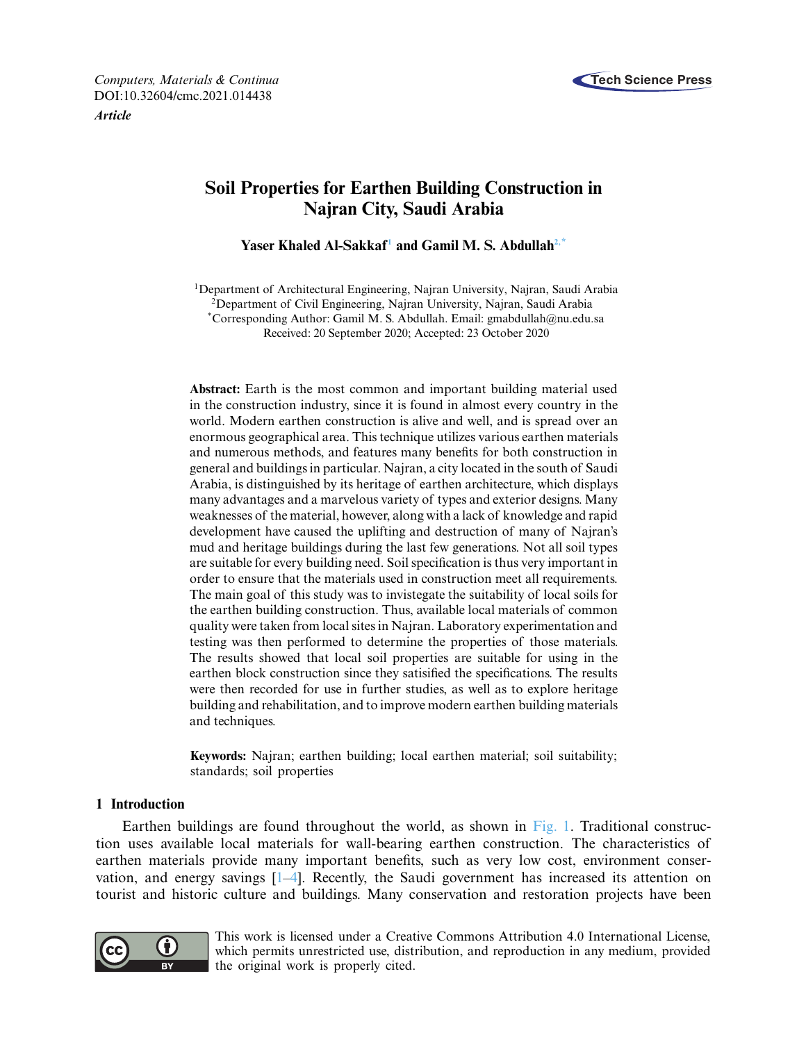*Computers, Materials & Continua*
DOI:10.32604/cmc.2021.014438
***Article***

# Soil Properties for Earthen Building Construction in Najran City, Saudi Arabia

**Yaser Khaled Al-Sakkaf[1] and Gamil M. S. Abdullah[2,*]**

[1]Department of Architectural Engineering, Najran University, Najran, Saudi Arabia
[2]Department of Civil Engineering, Najran University, Najran, Saudi Arabia
[*]Corresponding Author: Gamil M. S. Abdullah. Email: gmabdullah@nu.edu.sa
Received: 20 September 2020; Accepted: 23 October 2020

**Abstract:** Earth is the most common and important building material used in the construction industry, since it is found in almost every country in the world. Modern earthen construction is alive and well, and is spread over an enormous geographical area. This technique utilizes various earthen materials and numerous methods, and features many benefits for both construction in general and buildings in particular. Najran, a city located in the south of Saudi Arabia, is distinguished by its heritage of earthen architecture, which displays many advantages and a marvelous variety of types and exterior designs. Many weaknesses of the material, however, along with a lack of knowledge and rapid development have caused the uplifting and destruction of many of Najran's mud and heritage buildings during the last few generations. Not all soil types are suitable for every building need. Soil specification is thus very important in order to ensure that the materials used in construction meet all requirements. The main goal of this study was to invistegate the suitability of local soils for the earthen building construction. Thus, available local materials of common quality were taken from local sites in Najran. Laboratory experimentation and testing was then performed to determine the properties of those materials. The results showed that local soil properties are suitable for using in the earthen block construction since they satisified the specifications. The results were then recorded for use in further studies, as well as to explore heritage building and rehabilitation, and to improve modern earthen building materials and techniques.

**Keywords:** Najran; earthen building; local earthen material; soil suitability; standards; soil properties

## 1 Introduction

Earthen buildings are found throughout the world, as shown in Fig. 1. Traditional construction uses available local materials for wall-bearing earthen construction. The characteristics of earthen materials provide many important benefits, such as very low cost, environment conservation, and energy savings [1–4]. Recently, the Saudi government has increased its attention on tourist and historic culture and buildings. Many conservation and restoration projects have been

This work is licensed under a Creative Commons Attribution 4.0 International License, which permits unrestricted use, distribution, and reproduction in any medium, provided the original work is properly cited.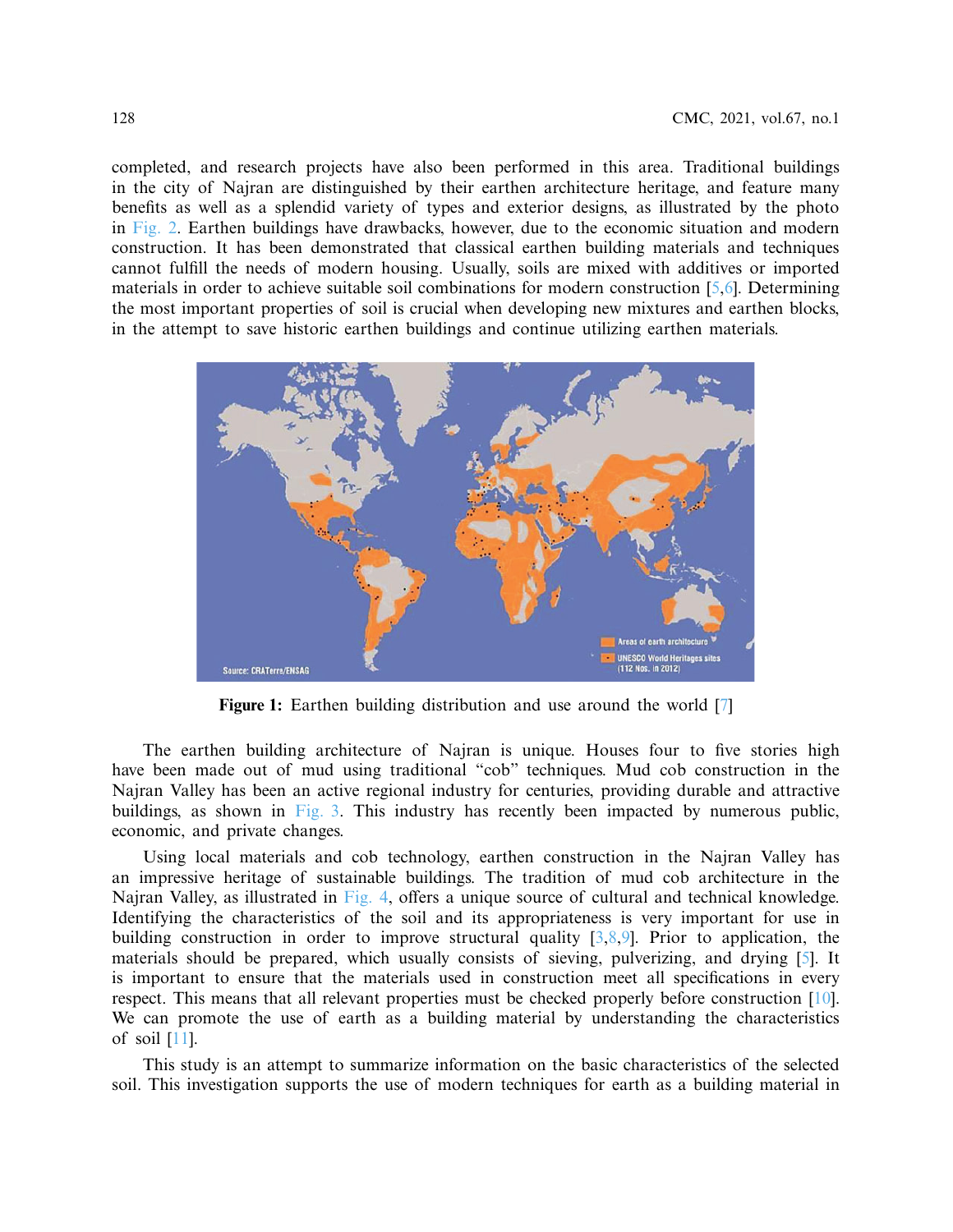completed, and research projects have also been performed in this area. Traditional buildings in the city of Najran are distinguished by their earthen architecture heritage, and feature many benefits as well as a splendid variety of types and exterior designs, as illustrated by the photo in Fig. 2. Earthen buildings have drawbacks, however, due to the economic situation and modern construction. It has been demonstrated that classical earthen building materials and techniques cannot fulfill the needs of modern housing. Usually, soils are mixed with additives or imported materials in order to achieve suitable soil combinations for modern construction [5,6]. Determining the most important properties of soil is crucial when developing new mixtures and earthen blocks, in the attempt to save historic earthen buildings and continue utilizing earthen materials.

**Figure 1:** Earthen building distribution and use around the world [7]

The earthen building architecture of Najran is unique. Houses four to five stories high have been made out of mud using traditional "cob" techniques. Mud cob construction in the Najran Valley has been an active regional industry for centuries, providing durable and attractive buildings, as shown in Fig. 3. This industry has recently been impacted by numerous public, economic, and private changes.

Using local materials and cob technology, earthen construction in the Najran Valley has an impressive heritage of sustainable buildings. The tradition of mud cob architecture in the Najran Valley, as illustrated in Fig. 4, offers a unique source of cultural and technical knowledge. Identifying the characteristics of the soil and its appropriateness is very important for use in building construction in order to improve structural quality [3,8,9]. Prior to application, the materials should be prepared, which usually consists of sieving, pulverizing, and drying [5]. It is important to ensure that the materials used in construction meet all specifications in every respect. This means that all relevant properties must be checked properly before construction [10]. We can promote the use of earth as a building material by understanding the characteristics of soil [11].

This study is an attempt to summarize information on the basic characteristics of the selected soil. This investigation supports the use of modern techniques for earth as a building material in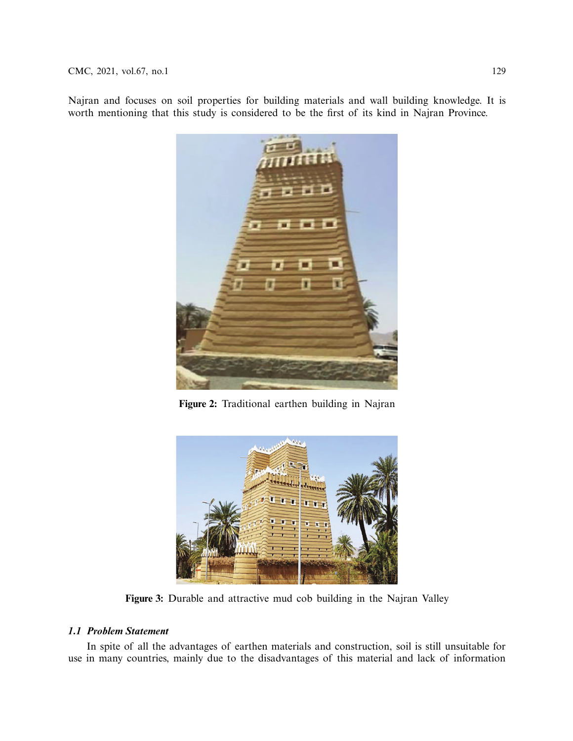Najran and focuses on soil properties for building materials and wall building knowledge. It is worth mentioning that this study is considered to be the first of its kind in Najran Province.

**Figure 2:** Traditional earthen building in Najran

**Figure 3:** Durable and attractive mud cob building in the Najran Valley

### *1.1 Problem Statement*

In spite of all the advantages of earthen materials and construction, soil is still unsuitable for use in many countries, mainly due to the disadvantages of this material and lack of information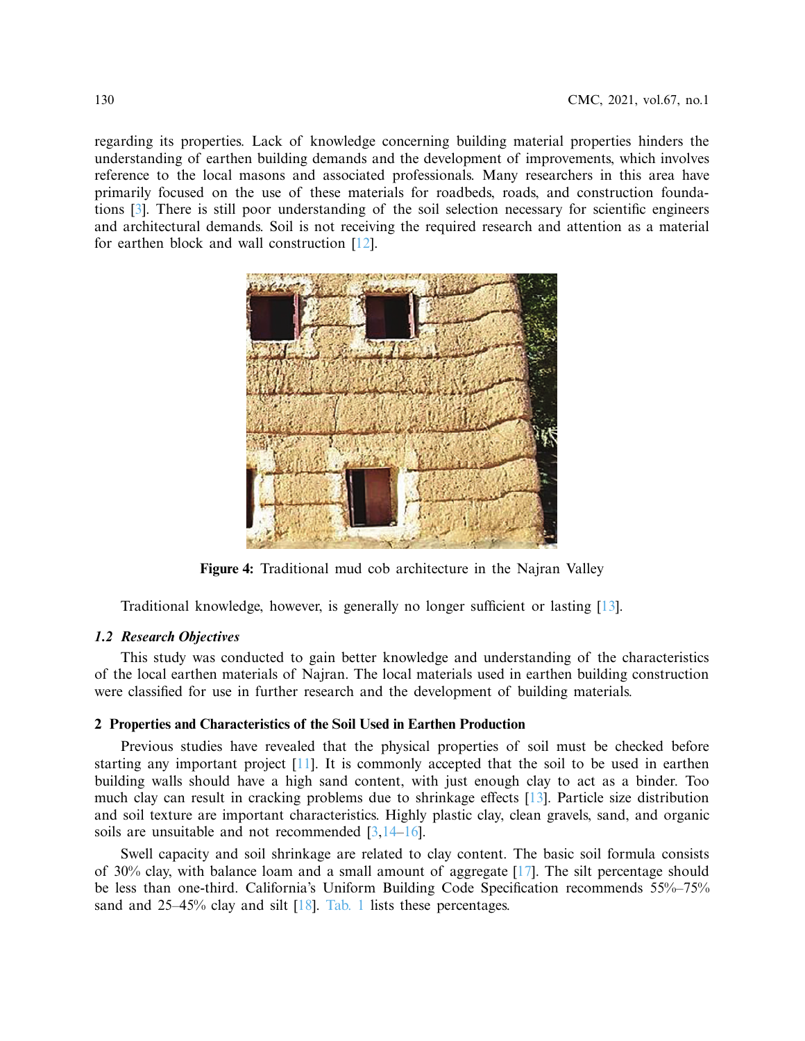regarding its properties. Lack of knowledge concerning building material properties hinders the understanding of earthen building demands and the development of improvements, which involves reference to the local masons and associated professionals. Many researchers in this area have primarily focused on the use of these materials for roadbeds, roads, and construction foundations [3]. There is still poor understanding of the soil selection necessary for scientific engineers and architectural demands. Soil is not receiving the required research and attention as a material for earthen block and wall construction [12].

**Figure 4:** Traditional mud cob architecture in the Najran Valley

Traditional knowledge, however, is generally no longer sufficient or lasting [13].

### *1.2 Research Objectives*

This study was conducted to gain better knowledge and understanding of the characteristics of the local earthen materials of Najran. The local materials used in earthen building construction were classified for use in further research and the development of building materials.

## 2 Properties and Characteristics of the Soil Used in Earthen Production

Previous studies have revealed that the physical properties of soil must be checked before starting any important project [11]. It is commonly accepted that the soil to be used in earthen building walls should have a high sand content, with just enough clay to act as a binder. Too much clay can result in cracking problems due to shrinkage effects [13]. Particle size distribution and soil texture are important characteristics. Highly plastic clay, clean gravels, sand, and organic soils are unsuitable and not recommended [3,14–16].

Swell capacity and soil shrinkage are related to clay content. The basic soil formula consists of 30% clay, with balance loam and a small amount of aggregate [17]. The silt percentage should be less than one-third. California's Uniform Building Code Specification recommends 55%–75% sand and 25–45% clay and silt [18]. Tab. 1 lists these percentages.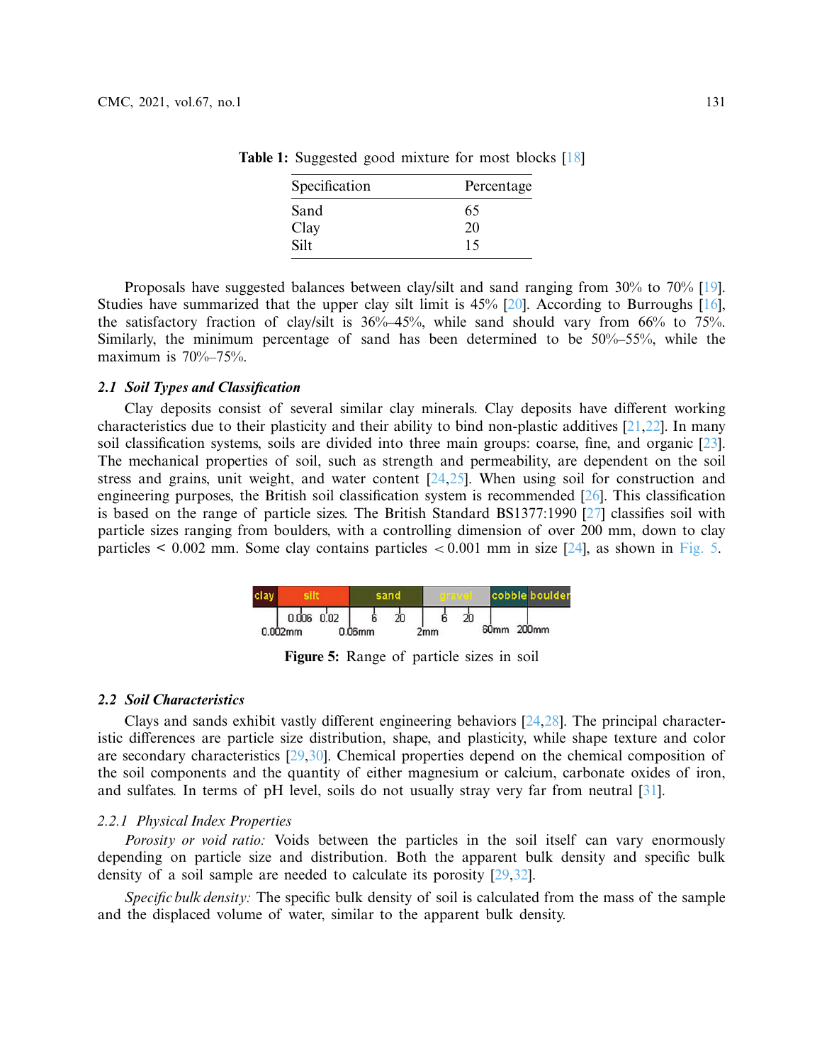**Table 1:** Suggested good mixture for most blocks [18]

| Specification | Percentage |
|---|---|
| Sand | 65 |
| Clay | 20 |
| Silt | 15 |

Proposals have suggested balances between clay/silt and sand ranging from 30% to 70% [19]. Studies have summarized that the upper clay silt limit is 45% [20]. According to Burroughs [16], the satisfactory fraction of clay/silt is 36%–45%, while sand should vary from 66% to 75%. Similarly, the minimum percentage of sand has been determined to be 50%–55%, while the maximum is 70%–75%.

### *2.1 Soil Types and Classification*

Clay deposits consist of several similar clay minerals. Clay deposits have different working characteristics due to their plasticity and their ability to bind non-plastic additives [21,22]. In many soil classification systems, soils are divided into three main groups: coarse, fine, and organic [23]. The mechanical properties of soil, such as strength and permeability, are dependent on the soil stress and grains, unit weight, and water content [24,25]. When using soil for construction and engineering purposes, the British soil classification system is recommended [26]. This classification is based on the range of particle sizes. The British Standard BS1377:1990 [27] classifies soil with particle sizes ranging from boulders, with a controlling dimension of over 200 mm, down to clay particles < 0.002 mm. Some clay contains particles < 0.001 mm in size [24], as shown in Fig. 5.

| clay | silt | sand | gravel | cobble | boulder |
|---|---|---|---|---|---|
| < 0.002mm | 0.002mm – 0.006 – 0.02 – 0.06mm | 0.06mm – 6 – 20 – 2mm | 2mm – 6 – 20 – 60mm | 60mm – 200mm | > 200mm |

**Figure 5:** Range of particle sizes in soil

### *2.2 Soil Characteristics*

Clays and sands exhibit vastly different engineering behaviors [24,28]. The principal characteristic differences are particle size distribution, shape, and plasticity, while shape texture and color are secondary characteristics [29,30]. Chemical properties depend on the chemical composition of the soil components and the quantity of either magnesium or calcium, carbonate oxides of iron, and sulfates. In terms of pH level, soils do not usually stray very far from neutral [31].

#### *2.2.1 Physical Index Properties*

*Porosity or void ratio:* Voids between the particles in the soil itself can vary enormously depending on particle size and distribution. Both the apparent bulk density and specific bulk density of a soil sample are needed to calculate its porosity [29,32].

*Specific bulk density:* The specific bulk density of soil is calculated from the mass of the sample and the displaced volume of water, similar to the apparent bulk density.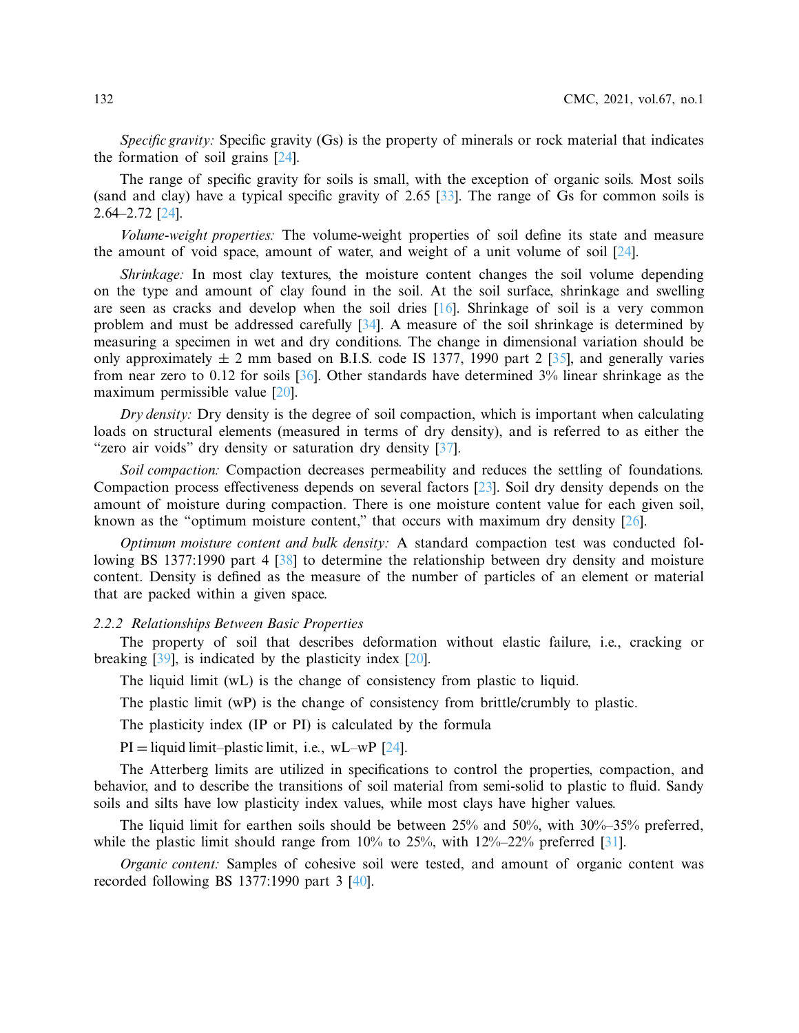*Specific gravity:* Specific gravity (Gs) is the property of minerals or rock material that indicates the formation of soil grains [24].

The range of specific gravity for soils is small, with the exception of organic soils. Most soils (sand and clay) have a typical specific gravity of 2.65 [33]. The range of Gs for common soils is 2.64–2.72 [24].

*Volume-weight properties:* The volume-weight properties of soil define its state and measure the amount of void space, amount of water, and weight of a unit volume of soil [24].

*Shrinkage:* In most clay textures, the moisture content changes the soil volume depending on the type and amount of clay found in the soil. At the soil surface, shrinkage and swelling are seen as cracks and develop when the soil dries [16]. Shrinkage of soil is a very common problem and must be addressed carefully [34]. A measure of the soil shrinkage is determined by measuring a specimen in wet and dry conditions. The change in dimensional variation should be only approximately $\pm$ 2 mm based on B.I.S. code IS 1377, 1990 part 2 [35], and generally varies from near zero to 0.12 for soils [36]. Other standards have determined 3% linear shrinkage as the maximum permissible value [20].

*Dry density:* Dry density is the degree of soil compaction, which is important when calculating loads on structural elements (measured in terms of dry density), and is referred to as either the "zero air voids" dry density or saturation dry density [37].

*Soil compaction:* Compaction decreases permeability and reduces the settling of foundations. Compaction process effectiveness depends on several factors [23]. Soil dry density depends on the amount of moisture during compaction. There is one moisture content value for each given soil, known as the "optimum moisture content," that occurs with maximum dry density [26].

*Optimum moisture content and bulk density:* A standard compaction test was conducted following BS 1377:1990 part 4 [38] to determine the relationship between dry density and moisture content. Density is defined as the measure of the number of particles of an element or material that are packed within a given space.

### 2.2.2 Relationships Between Basic Properties

The property of soil that describes deformation without elastic failure, i.e., cracking or breaking [39], is indicated by the plasticity index [20].

The liquid limit (wL) is the change of consistency from plastic to liquid.

The plastic limit (wP) is the change of consistency from brittle/crumbly to plastic.

The plasticity index (IP or PI) is calculated by the formula

PI = liquid limit–plastic limit, i.e., wL–wP [24].

The Atterberg limits are utilized in specifications to control the properties, compaction, and behavior, and to describe the transitions of soil material from semi-solid to plastic to fluid. Sandy soils and silts have low plasticity index values, while most clays have higher values.

The liquid limit for earthen soils should be between 25% and 50%, with 30%–35% preferred, while the plastic limit should range from 10% to 25%, with 12%–22% preferred [31].

*Organic content:* Samples of cohesive soil were tested, and amount of organic content was recorded following BS 1377:1990 part 3 [40].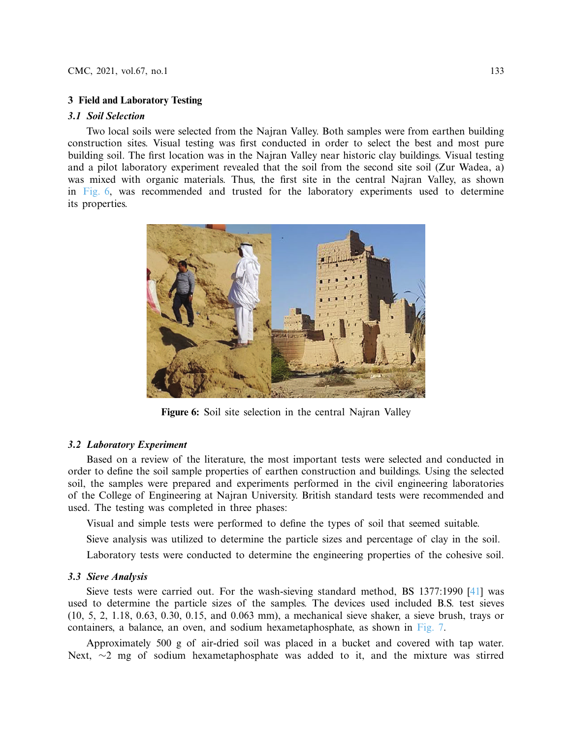## 3 Field and Laboratory Testing

### 3.1 Soil Selection

Two local soils were selected from the Najran Valley. Both samples were from earthen building construction sites. Visual testing was first conducted in order to select the best and most pure building soil. The first location was in the Najran Valley near historic clay buildings. Visual testing and a pilot laboratory experiment revealed that the soil from the second site soil (Zur Wadea, a) was mixed with organic materials. Thus, the first site in the central Najran Valley, as shown in Fig. 6, was recommended and trusted for the laboratory experiments used to determine its properties.

**Figure 6:** Soil site selection in the central Najran Valley

### 3.2 Laboratory Experiment

Based on a review of the literature, the most important tests were selected and conducted in order to define the soil sample properties of earthen construction and buildings. Using the selected soil, the samples were prepared and experiments performed in the civil engineering laboratories of the College of Engineering at Najran University. British standard tests were recommended and used. The testing was completed in three phases:

Visual and simple tests were performed to define the types of soil that seemed suitable.

Sieve analysis was utilized to determine the particle sizes and percentage of clay in the soil.

Laboratory tests were conducted to determine the engineering properties of the cohesive soil.

### 3.3 Sieve Analysis

Sieve tests were carried out. For the wash-sieving standard method, BS 1377:1990 [41] was used to determine the particle sizes of the samples. The devices used included B.S. test sieves (10, 5, 2, 1.18, 0.63, 0.30, 0.15, and 0.063 mm), a mechanical sieve shaker, a sieve brush, trays or containers, a balance, an oven, and sodium hexametaphosphate, as shown in Fig. 7.

Approximately 500 g of air-dried soil was placed in a bucket and covered with tap water. Next, ~2 mg of sodium hexametaphosphate was added to it, and the mixture was stirred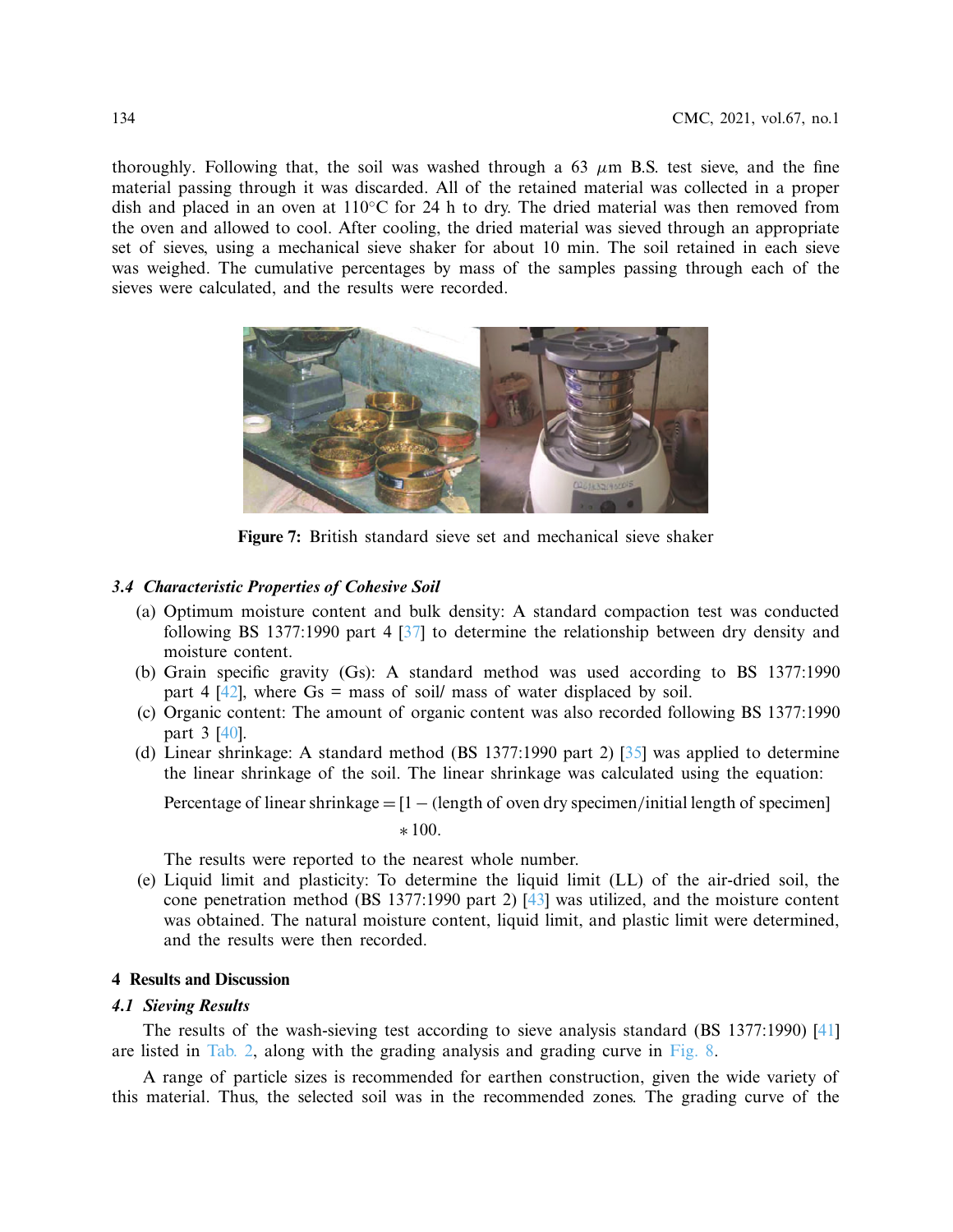thoroughly. Following that, the soil was washed through a 63 $\mu$m B.S. test sieve, and the fine material passing through it was discarded. All of the retained material was collected in a proper dish and placed in an oven at 110°C for 24 h to dry. The dried material was then removed from the oven and allowed to cool. After cooling, the dried material was sieved through an appropriate set of sieves, using a mechanical sieve shaker for about 10 min. The soil retained in each sieve was weighed. The cumulative percentages by mass of the samples passing through each of the sieves were calculated, and the results were recorded.

**Figure 7:** British standard sieve set and mechanical sieve shaker

### *3.4 Characteristic Properties of Cohesive Soil*

(a) Optimum moisture content and bulk density: A standard compaction test was conducted following BS 1377:1990 part 4 [37] to determine the relationship between dry density and moisture content.

(b) Grain specific gravity (Gs): A standard method was used according to BS 1377:1990 part 4 [42], where Gs = mass of soil/ mass of water displaced by soil.

(c) Organic content: The amount of organic content was also recorded following BS 1377:1990 part 3 [40].

(d) Linear shrinkage: A standard method (BS 1377:1990 part 2) [35] was applied to determine the linear shrinkage of the soil. The linear shrinkage was calculated using the equation:

$$\text{Percentage of linear shrinkage} = [1 - (\text{length of oven dry specimen}/\text{initial length of specimen}] * 100.$$

The results were reported to the nearest whole number.

(e) Liquid limit and plasticity: To determine the liquid limit (LL) of the air-dried soil, the cone penetration method (BS 1377:1990 part 2) [43] was utilized, and the moisture content was obtained. The natural moisture content, liquid limit, and plastic limit were determined, and the results were then recorded.

## 4 Results and Discussion

### *4.1 Sieving Results*

The results of the wash-sieving test according to sieve analysis standard (BS 1377:1990) [41] are listed in Tab. 2, along with the grading analysis and grading curve in Fig. 8.

A range of particle sizes is recommended for earthen construction, given the wide variety of this material. Thus, the selected soil was in the recommended zones. The grading curve of the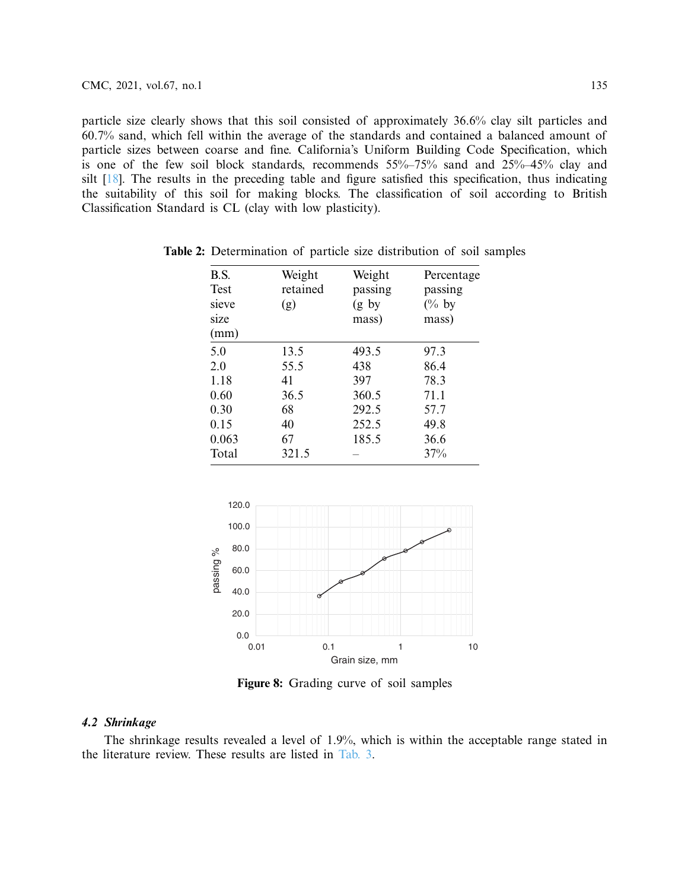particle size clearly shows that this soil consisted of approximately 36.6% clay silt particles and 60.7% sand, which fell within the average of the standards and contained a balanced amount of particle sizes between coarse and fine. California's Uniform Building Code Specification, which is one of the few soil block standards, recommends 55%–75% sand and 25%–45% clay and silt [18]. The results in the preceding table and figure satisfied this specification, thus indicating the suitability of this soil for making blocks. The classification of soil according to British Classification Standard is CL (clay with low plasticity).

**Table 2:** Determination of particle size distribution of soil samples

| B.S. Test sieve size (mm) | Weight retained (g) | Weight passing (g by mass) | Percentage passing (% by mass) |
|---|---|---|---|
| 5.0 | 13.5 | 493.5 | 97.3 |
| 2.0 | 55.5 | 438 | 86.4 |
| 1.18 | 41 | 397 | 78.3 |
| 0.60 | 36.5 | 360.5 | 71.1 |
| 0.30 | 68 | 292.5 | 57.7 |
| 0.15 | 40 | 252.5 | 49.8 |
| 0.063 | 67 | 185.5 | 36.6 |
| Total | 321.5 | – | 37% |

**Figure 8:** Grading curve of soil samples

### *4.2 Shrinkage*

The shrinkage results revealed a level of 1.9%, which is within the acceptable range stated in the literature review. These results are listed in Tab. 3.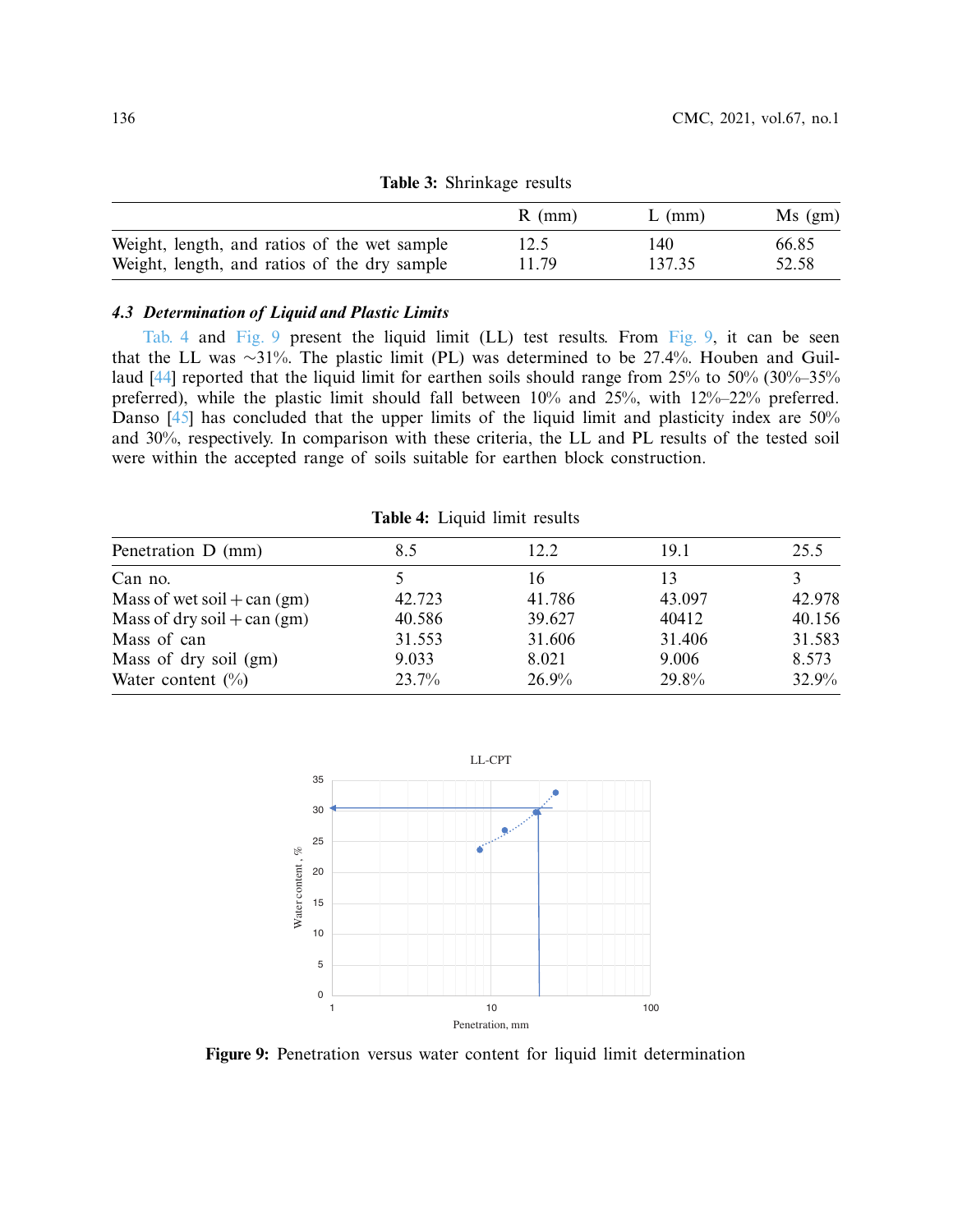**Table 3:** Shrinkage results

| | R (mm) | L (mm) | Ms (gm) |
|---|---|---|---|
| Weight, length, and ratios of the wet sample | 12.5 | 140 | 66.85 |
| Weight, length, and ratios of the dry sample | 11.79 | 137.35 | 52.58 |

### *4.3 Determination of Liquid and Plastic Limits*

Tab. 4 and Fig. 9 present the liquid limit (LL) test results. From Fig. 9, it can be seen that the LL was ∼31%. The plastic limit (PL) was determined to be 27.4%. Houben and Guillaud [44] reported that the liquid limit for earthen soils should range from 25% to 50% (30%–35% preferred), while the plastic limit should fall between 10% and 25%, with 12%–22% preferred. Danso [45] has concluded that the upper limits of the liquid limit and plasticity index are 50% and 30%, respectively. In comparison with these criteria, the LL and PL results of the tested soil were within the accepted range of soils suitable for earthen block construction.

**Table 4:** Liquid limit results

| Penetration D (mm) | 8.5 | 12.2 | 19.1 | 25.5 |
|---|---|---|---|---|
| Can no. | 5 | 16 | 13 | 3 |
| Mass of wet soil + can (gm) | 42.723 | 41.786 | 43.097 | 42.978 |
| Mass of dry soil + can (gm) | 40.586 | 39.627 | 40412 | 40.156 |
| Mass of can | 31.553 | 31.606 | 31.406 | 31.583 |
| Mass of dry soil (gm) | 9.033 | 8.021 | 9.006 | 8.573 |
| Water content (%) | 23.7% | 26.9% | 29.8% | 32.9% |

**Figure 9:** Penetration versus water content for liquid limit determination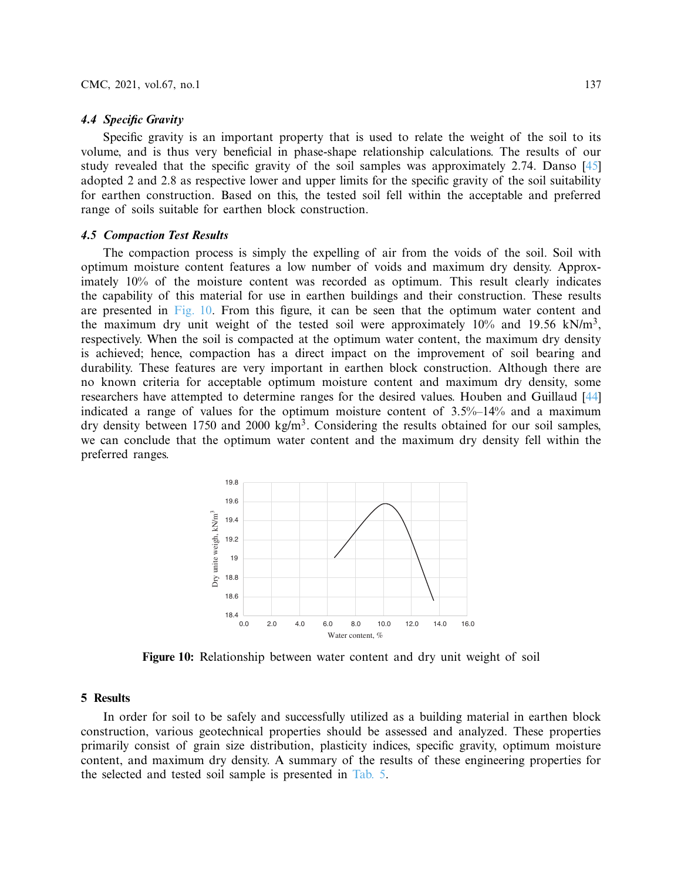### 4.4 Specific Gravity

Specific gravity is an important property that is used to relate the weight of the soil to its volume, and is thus very beneficial in phase-shape relationship calculations. The results of our study revealed that the specific gravity of the soil samples was approximately 2.74. Danso [45] adopted 2 and 2.8 as respective lower and upper limits for the specific gravity of the soil suitability for earthen construction. Based on this, the tested soil fell within the acceptable and preferred range of soils suitable for earthen block construction.

### 4.5 Compaction Test Results

The compaction process is simply the expelling of air from the voids of the soil. Soil with optimum moisture content features a low number of voids and maximum dry density. Approximately 10% of the moisture content was recorded as optimum. This result clearly indicates the capability of this material for use in earthen buildings and their construction. These results are presented in Fig. 10. From this figure, it can be seen that the optimum water content and the maximum dry unit weight of the tested soil were approximately 10% and 19.56 kN/m$^3$, respectively. When the soil is compacted at the optimum water content, the maximum dry density is achieved; hence, compaction has a direct impact on the improvement of soil bearing and durability. These features are very important in earthen block construction. Although there are no known criteria for acceptable optimum moisture content and maximum dry density, some researchers have attempted to determine ranges for the desired values. Houben and Guillaud [44] indicated a range of values for the optimum moisture content of 3.5%–14% and a maximum dry density between 1750 and 2000 kg/m$^3$. Considering the results obtained for our soil samples, we can conclude that the optimum water content and the maximum dry density fell within the preferred ranges.

**Figure 10:** Relationship between water content and dry unit weight of soil

## 5 Results

In order for soil to be safely and successfully utilized as a building material in earthen block construction, various geotechnical properties should be assessed and analyzed. These properties primarily consist of grain size distribution, plasticity indices, specific gravity, optimum moisture content, and maximum dry density. A summary of the results of these engineering properties for the selected and tested soil sample is presented in Tab. 5.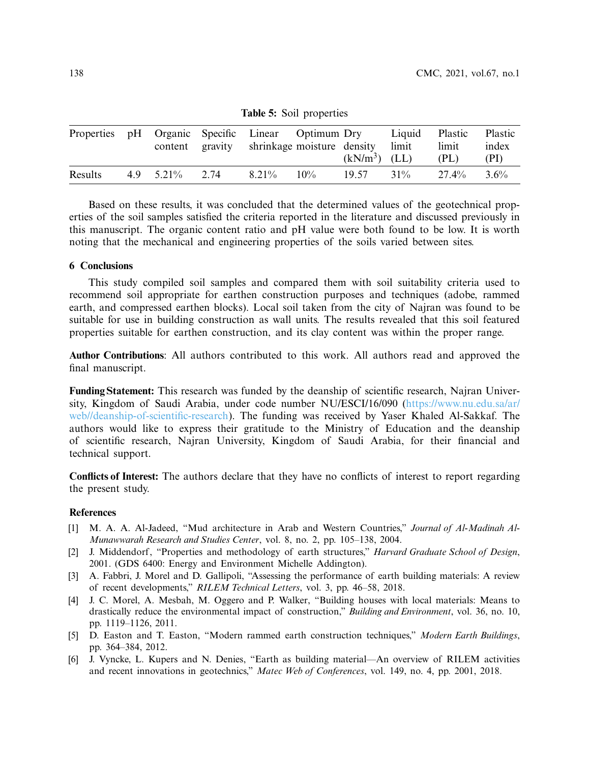**Table 5:** Soil properties

| Properties | pH | Organic content | Specific gravity | Linear shrinkage | Optimum moisture | Dry density ($kN/m^3$) | Liquid limit (LL) | Plastic limit (PL) | Plastic index (PI) |
|---|---|---|---|---|---|---|---|---|---|
| Results | 4.9 | 5.21% | 2.74 | 8.21% | 10% | 19.57 | 31% | 27.4% | 3.6% |

Based on these results, it was concluded that the determined values of the geotechnical properties of the soil samples satisfied the criteria reported in the literature and discussed previously in this manuscript. The organic content ratio and pH value were both found to be low. It is worth noting that the mechanical and engineering properties of the soils varied between sites.

## 6 Conclusions

This study compiled soil samples and compared them with soil suitability criteria used to recommend soil appropriate for earthen construction purposes and techniques (adobe, rammed earth, and compressed earthen blocks). Local soil taken from the city of Najran was found to be suitable for use in building construction as wall units. The results revealed that this soil featured properties suitable for earthen construction, and its clay content was within the proper range.

**Author Contributions**: All authors contributed to this work. All authors read and approved the final manuscript.

**Funding Statement:** This research was funded by the deanship of scientific research, Najran University, Kingdom of Saudi Arabia, under code number NU/ESCI/16/090 (https://www.nu.edu.sa/ar/web//deanship-of-scientific-research). The funding was received by Yaser Khaled Al-Sakkaf. The authors would like to express their gratitude to the Ministry of Education and the deanship of scientific research, Najran University, Kingdom of Saudi Arabia, for their financial and technical support.

**Conflicts of Interest:** The authors declare that they have no conflicts of interest to report regarding the present study.

## References

[1] M. A. A. Al-Jadeed, "Mud architecture in Arab and Western Countries," *Journal of Al-Madinah Al-Munawwarah Research and Studies Center*, vol. 8, no. 2, pp. 105–138, 2004.

[2] J. Middendorf, "Properties and methodology of earth structures," *Harvard Graduate School of Design*, 2001. (GDS 6400: Energy and Environment Michelle Addington).

[3] A. Fabbri, J. Morel and D. Gallipoli, "Assessing the performance of earth building materials: A review of recent developments," *RILEM Technical Letters*, vol. 3, pp. 46–58, 2018.

[4] J. C. Morel, A. Mesbah, M. Oggero and P. Walker, "Building houses with local materials: Means to drastically reduce the environmental impact of construction," *Building and Environment*, vol. 36, no. 10, pp. 1119–1126, 2011.

[5] D. Easton and T. Easton, "Modern rammed earth construction techniques," *Modern Earth Buildings*, pp. 364–384, 2012.

[6] J. Vyncke, L. Kupers and N. Denies, "Earth as building material—An overview of RILEM activities and recent innovations in geotechnics," *Matec Web of Conferences*, vol. 149, no. 4, pp. 2001, 2018.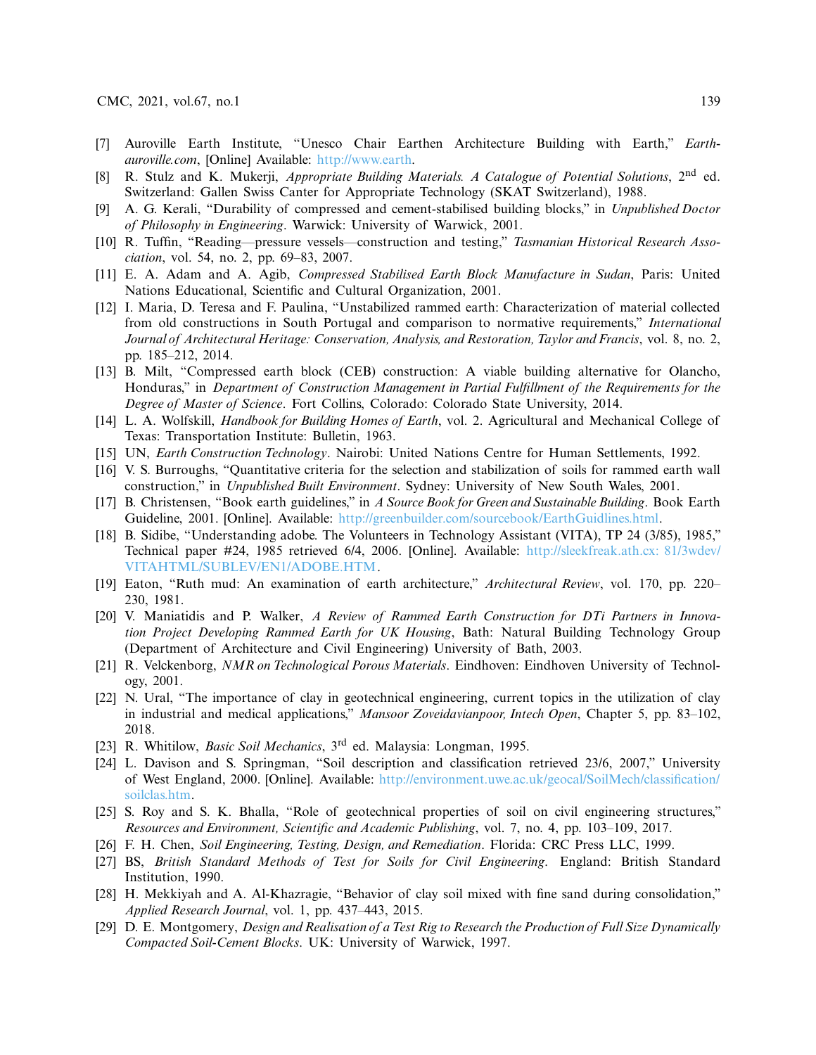[7] Auroville Earth Institute, "Unesco Chair Earthen Architecture Building with Earth," *Earth-auroville.com*, [Online] Available: http://www.earth.

[8] R. Stulz and K. Mukerji, *Appropriate Building Materials. A Catalogue of Potential Solutions*, 2nd ed. Switzerland: Gallen Swiss Canter for Appropriate Technology (SKAT Switzerland), 1988.

[9] A. G. Kerali, "Durability of compressed and cement-stabilised building blocks," in *Unpublished Doctor of Philosophy in Engineering*. Warwick: University of Warwick, 2001.

[10] R. Tuffin, "Reading—pressure vessels—construction and testing," *Tasmanian Historical Research Association*, vol. 54, no. 2, pp. 69–83, 2007.

[11] E. A. Adam and A. Agib, *Compressed Stabilised Earth Block Manufacture in Sudan*, Paris: United Nations Educational, Scientific and Cultural Organization, 2001.

[12] I. Maria, D. Teresa and F. Paulina, "Unstabilized rammed earth: Characterization of material collected from old constructions in South Portugal and comparison to normative requirements," *International Journal of Architectural Heritage: Conservation, Analysis, and Restoration, Taylor and Francis*, vol. 8, no. 2, pp. 185–212, 2014.

[13] B. Milt, "Compressed earth block (CEB) construction: A viable building alternative for Olancho, Honduras," in *Department of Construction Management in Partial Fulfillment of the Requirements for the Degree of Master of Science*. Fort Collins, Colorado: Colorado State University, 2014.

[14] L. A. Wolfskill, *Handbook for Building Homes of Earth*, vol. 2. Agricultural and Mechanical College of Texas: Transportation Institute: Bulletin, 1963.

[15] UN, *Earth Construction Technology*. Nairobi: United Nations Centre for Human Settlements, 1992.

[16] V. S. Burroughs, "Quantitative criteria for the selection and stabilization of soils for rammed earth wall construction," in *Unpublished Built Environment*. Sydney: University of New South Wales, 2001.

[17] B. Christensen, "Book earth guidelines," in *A Source Book for Green and Sustainable Building*. Book Earth Guideline, 2001. [Online]. Available: http://greenbuilder.com/sourcebook/EarthGuidlines.html.

[18] B. Sidibe, "Understanding adobe. The Volunteers in Technology Assistant (VITA), TP 24 (3/85), 1985," Technical paper #24, 1985 retrieved 6/4, 2006. [Online]. Available: http://sleekfreak.ath.cx: 81/3wdev/VITAHTML/SUBLEV/EN1/ADOBE.HTM.

[19] Eaton, "Ruth mud: An examination of earth architecture," *Architectural Review*, vol. 170, pp. 220–230, 1981.

[20] V. Maniatidis and P. Walker, *A Review of Rammed Earth Construction for DTi Partners in Innovation Project Developing Rammed Earth for UK Housing*, Bath: Natural Building Technology Group (Department of Architecture and Civil Engineering) University of Bath, 2003.

[21] R. Velckenborg, *NMR on Technological Porous Materials*. Eindhoven: Eindhoven University of Technology, 2001.

[22] N. Ural, "The importance of clay in geotechnical engineering, current topics in the utilization of clay in industrial and medical applications," *Mansoor Zoveidavianpoor, Intech Open*, Chapter 5, pp. 83–102, 2018.

[23] R. Whitilow, *Basic Soil Mechanics*, 3rd ed. Malaysia: Longman, 1995.

[24] L. Davison and S. Springman, "Soil description and classification retrieved 23/6, 2007," University of West England, 2000. [Online]. Available: http://environment.uwe.ac.uk/geocal/SoilMech/classification/soilclas.htm.

[25] S. Roy and S. K. Bhalla, "Role of geotechnical properties of soil on civil engineering structures," *Resources and Environment, Scientific and Academic Publishing*, vol. 7, no. 4, pp. 103–109, 2017.

[26] F. H. Chen, *Soil Engineering, Testing, Design, and Remediation*. Florida: CRC Press LLC, 1999.

[27] BS, *British Standard Methods of Test for Soils for Civil Engineering*. England: British Standard Institution, 1990.

[28] H. Mekkiyah and A. Al-Khazragie, "Behavior of clay soil mixed with fine sand during consolidation," *Applied Research Journal*, vol. 1, pp. 437–443, 2015.

[29] D. E. Montgomery, *Design and Realisation of a Test Rig to Research the Production of Full Size Dynamically Compacted Soil-Cement Blocks*. UK: University of Warwick, 1997.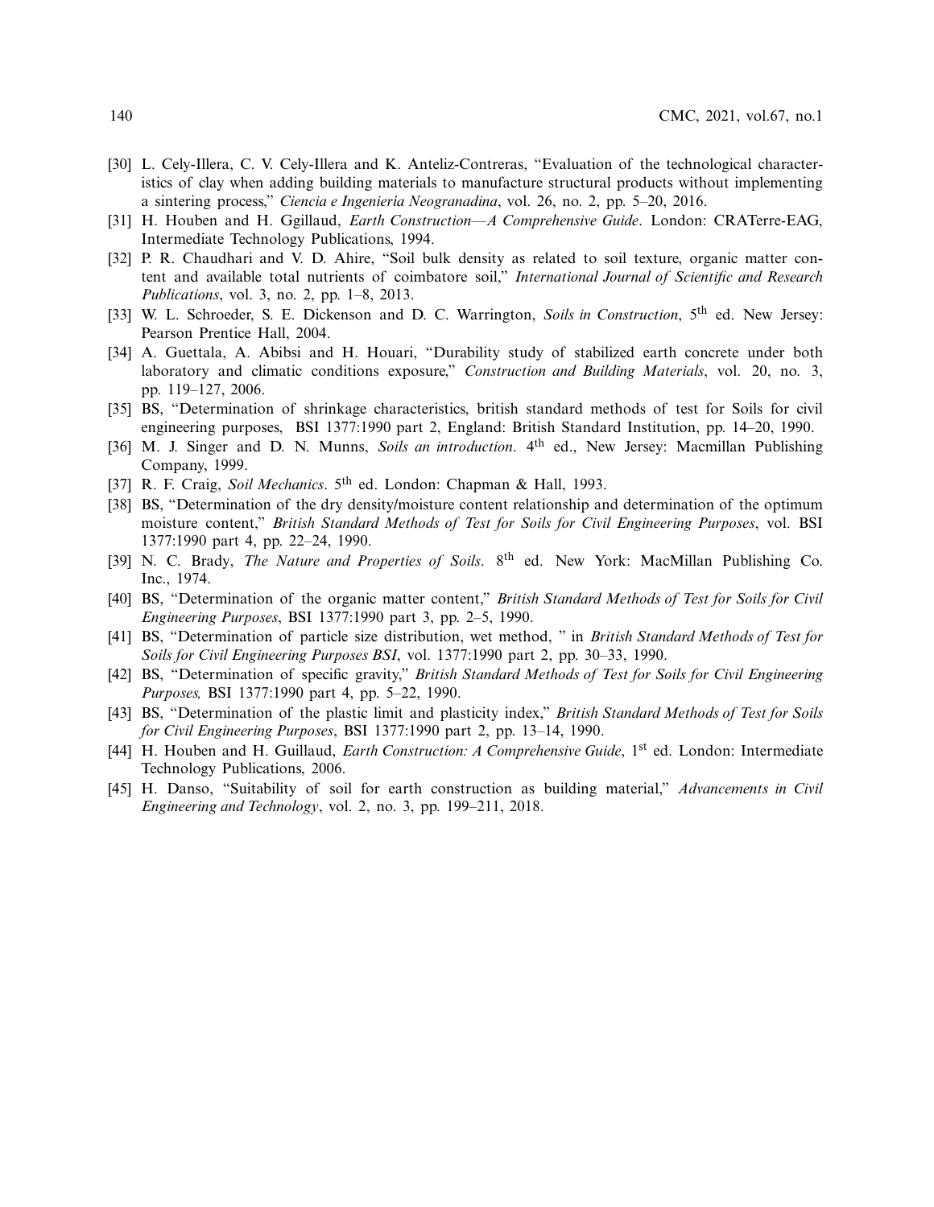[30] L. Cely-Illera, C. V. Cely-Illera and K. Anteliz-Contreras, "Evaluation of the technological characteristics of clay when adding building materials to manufacture structural products without implementing a sintering process," *Ciencia e Ingeniería Neogranadina*, vol. 26, no. 2, pp. 5–20, 2016.

[31] H. Houben and H. Ggillaud, *Earth Construction—A Comprehensive Guide*. London: CRATerre-EAG, Intermediate Technology Publications, 1994.

[32] P. R. Chaudhari and V. D. Ahire, "Soil bulk density as related to soil texture, organic matter content and available total nutrients of coimbatore soil," *International Journal of Scientific and Research Publications*, vol. 3, no. 2, pp. 1–8, 2013.

[33] W. L. Schroeder, S. E. Dickenson and D. C. Warrington, *Soils in Construction*, 5th ed. New Jersey: Pearson Prentice Hall, 2004.

[34] A. Guettala, A. Abibsi and H. Houari, "Durability study of stabilized earth concrete under both laboratory and climatic conditions exposure," *Construction and Building Materials*, vol. 20, no. 3, pp. 119–127, 2006.

[35] BS, "Determination of shrinkage characteristics, british standard methods of test for Soils for civil engineering purposes, BSI 1377:1990 part 2, England: British Standard Institution, pp. 14–20, 1990.

[36] M. J. Singer and D. N. Munns, *Soils an introduction*. 4th ed., New Jersey: Macmillan Publishing Company, 1999.

[37] R. F. Craig, *Soil Mechanics*. 5th ed. London: Chapman & Hall, 1993.

[38] BS, "Determination of the dry density/moisture content relationship and determination of the optimum moisture content," *British Standard Methods of Test for Soils for Civil Engineering Purposes*, vol. BSI 1377:1990 part 4, pp. 22–24, 1990.

[39] N. C. Brady, *The Nature and Properties of Soils*. 8th ed. New York: MacMillan Publishing Co. Inc., 1974.

[40] BS, "Determination of the organic matter content," *British Standard Methods of Test for Soils for Civil Engineering Purposes*, BSI 1377:1990 part 3, pp. 2–5, 1990.

[41] BS, "Determination of particle size distribution, wet method, " in *British Standard Methods of Test for Soils for Civil Engineering Purposes BSI*, vol. 1377:1990 part 2, pp. 30–33, 1990.

[42] BS, "Determination of specific gravity," *British Standard Methods of Test for Soils for Civil Engineering Purposes,* BSI 1377:1990 part 4, pp. 5–22, 1990.

[43] BS, "Determination of the plastic limit and plasticity index," *British Standard Methods of Test for Soils for Civil Engineering Purposes*, BSI 1377:1990 part 2, pp. 13–14, 1990.

[44] H. Houben and H. Guillaud, *Earth Construction: A Comprehensive Guide*, 1st ed. London: Intermediate Technology Publications, 2006.

[45] H. Danso, "Suitability of soil for earth construction as building material," *Advancements in Civil Engineering and Technology*, vol. 2, no. 3, pp. 199–211, 2018.